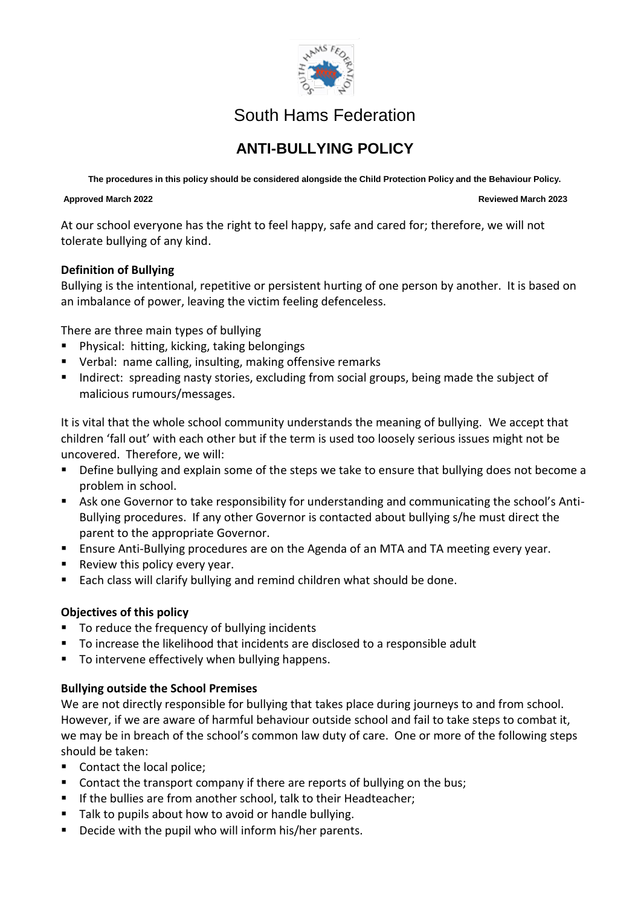# South Hams Federation

## ANTI-BULLYING POLICY

**The procedures in this policy should be considered alongside the Child Protection Policy and the Behaviour Policy.**

**Approved March 2022** **Reviewed March 2023**

At our school everyone has the right to feel happy, safe and cared for; therefore, we will not tolerate bullying of any kind.

**Definition of Bullying**

Bullying is the intentional, repetitive or persistent hurting of one person by another. It is based on an imbalance of power, leaving the victim feeling defenceless.

There are three main types of bullying

- Physical: hitting, kicking, taking belongings
- Verbal: name calling, insulting, making offensive remarks
- Indirect: spreading nasty stories, excluding from social groups, being made the subject of malicious rumours/messages.

It is vital that the whole school community understands the meaning of bullying. We accept that children 'fall out' with each other but if the term is used too loosely serious issues might not be uncovered. Therefore, we will:

- Define bullying and explain some of the steps we take to ensure that bullying does not become a problem in school.
- Ask one Governor to take responsibility for understanding and communicating the school's Anti-Bullying procedures. If any other Governor is contacted about bullying s/he must direct the parent to the appropriate Governor.
- Ensure Anti-Bullying procedures are on the Agenda of an MTA and TA meeting every year.
- Review this policy every year.
- Each class will clarify bullying and remind children what should be done.

**Objectives of this policy**

- To reduce the frequency of bullying incidents
- To increase the likelihood that incidents are disclosed to a responsible adult
- To intervene effectively when bullying happens.

**Bullying outside the School Premises**

We are not directly responsible for bullying that takes place during journeys to and from school. However, if we are aware of harmful behaviour outside school and fail to take steps to combat it, we may be in breach of the school's common law duty of care. One or more of the following steps should be taken:

- Contact the local police;
- Contact the transport company if there are reports of bullying on the bus;
- If the bullies are from another school, talk to their Headteacher;
- Talk to pupils about how to avoid or handle bullying.
- Decide with the pupil who will inform his/her parents.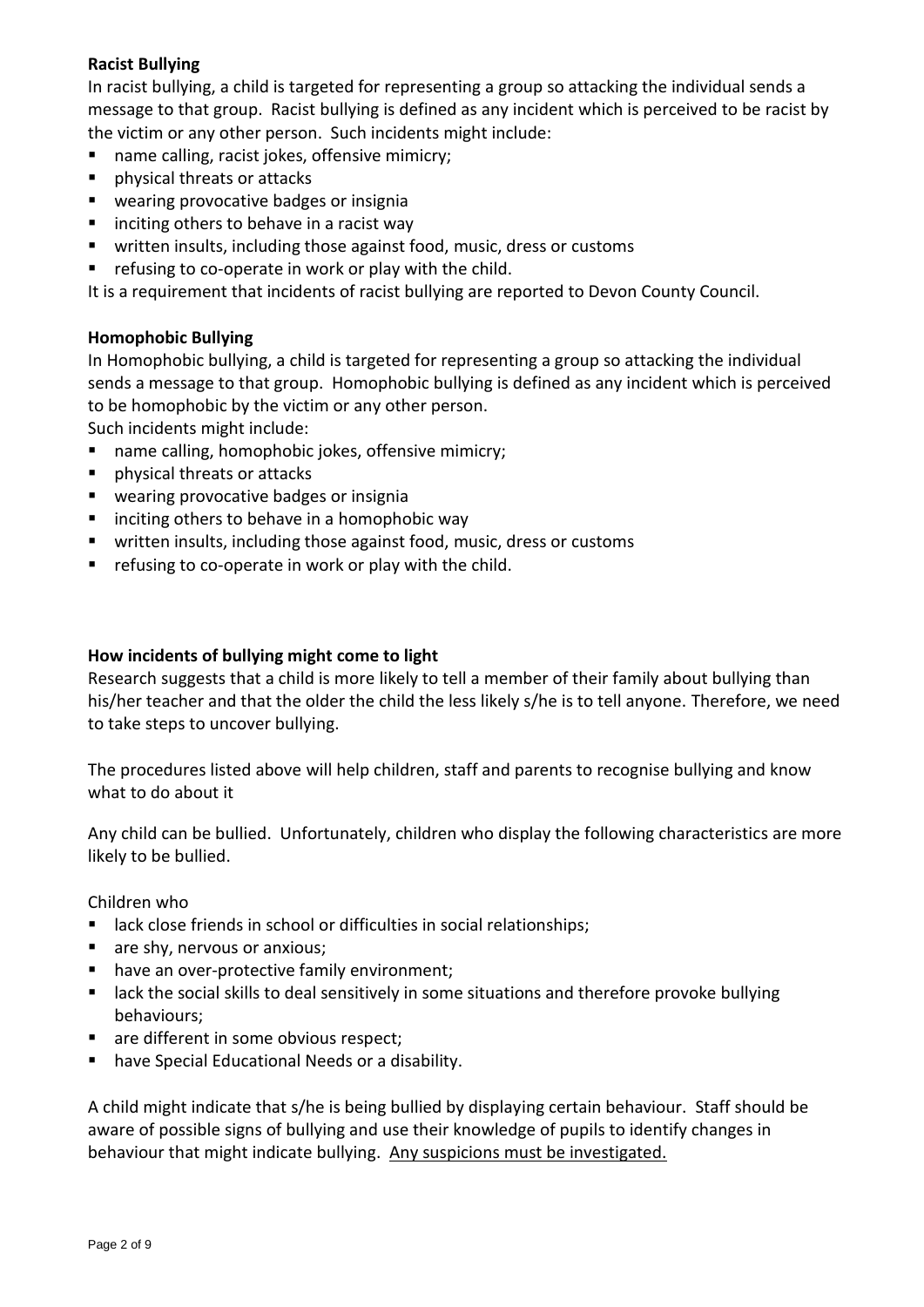**Racist Bullying**

In racist bullying, a child is targeted for representing a group so attacking the individual sends a message to that group. Racist bullying is defined as any incident which is perceived to be racist by the victim or any other person. Such incidents might include:

- name calling, racist jokes, offensive mimicry;
- physical threats or attacks
- wearing provocative badges or insignia
- inciting others to behave in a racist way
- written insults, including those against food, music, dress or customs
- refusing to co-operate in work or play with the child.

It is a requirement that incidents of racist bullying are reported to Devon County Council.

**Homophobic Bullying**

In Homophobic bullying, a child is targeted for representing a group so attacking the individual sends a message to that group. Homophobic bullying is defined as any incident which is perceived to be homophobic by the victim or any other person.

Such incidents might include:

- name calling, homophobic jokes, offensive mimicry;
- physical threats or attacks
- wearing provocative badges or insignia
- inciting others to behave in a homophobic way
- written insults, including those against food, music, dress or customs
- refusing to co-operate in work or play with the child.

**How incidents of bullying might come to light**

Research suggests that a child is more likely to tell a member of their family about bullying than his/her teacher and that the older the child the less likely s/he is to tell anyone. Therefore, we need to take steps to uncover bullying.

The procedures listed above will help children, staff and parents to recognise bullying and know what to do about it

Any child can be bullied. Unfortunately, children who display the following characteristics are more likely to be bullied.

Children who

- lack close friends in school or difficulties in social relationships;
- are shy, nervous or anxious;
- have an over-protective family environment;
- lack the social skills to deal sensitively in some situations and therefore provoke bullying behaviours;
- are different in some obvious respect;
- have Special Educational Needs or a disability.

A child might indicate that s/he is being bullied by displaying certain behaviour. Staff should be aware of possible signs of bullying and use their knowledge of pupils to identify changes in behaviour that might indicate bullying. <u>Any suspicions must be investigated.</u>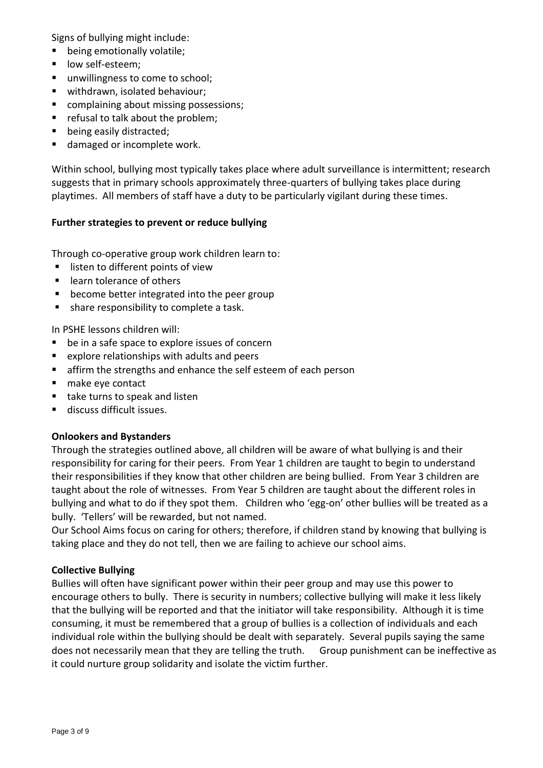Signs of bullying might include:

- being emotionally volatile;
- low self-esteem;
- unwillingness to come to school;
- withdrawn, isolated behaviour;
- complaining about missing possessions;
- refusal to talk about the problem;
- being easily distracted;
- damaged or incomplete work.

Within school, bullying most typically takes place where adult surveillance is intermittent; research suggests that in primary schools approximately three-quarters of bullying takes place during playtimes. All members of staff have a duty to be particularly vigilant during these times.

**Further strategies to prevent or reduce bullying**

Through co-operative group work children learn to:

- listen to different points of view
- learn tolerance of others
- become better integrated into the peer group
- share responsibility to complete a task.

In PSHE lessons children will:

- be in a safe space to explore issues of concern
- explore relationships with adults and peers
- affirm the strengths and enhance the self esteem of each person
- make eye contact
- take turns to speak and listen
- discuss difficult issues.

**Onlookers and Bystanders**

Through the strategies outlined above, all children will be aware of what bullying is and their responsibility for caring for their peers. From Year 1 children are taught to begin to understand their responsibilities if they know that other children are being bullied. From Year 3 children are taught about the role of witnesses. From Year 5 children are taught about the different roles in bullying and what to do if they spot them. Children who 'egg-on' other bullies will be treated as a bully. 'Tellers' will be rewarded, but not named.

Our School Aims focus on caring for others; therefore, if children stand by knowing that bullying is taking place and they do not tell, then we are failing to achieve our school aims.

**Collective Bullying**

Bullies will often have significant power within their peer group and may use this power to encourage others to bully. There is security in numbers; collective bullying will make it less likely that the bullying will be reported and that the initiator will take responsibility. Although it is time consuming, it must be remembered that a group of bullies is a collection of individuals and each individual role within the bullying should be dealt with separately. Several pupils saying the same does not necessarily mean that they are telling the truth. Group punishment can be ineffective as it could nurture group solidarity and isolate the victim further.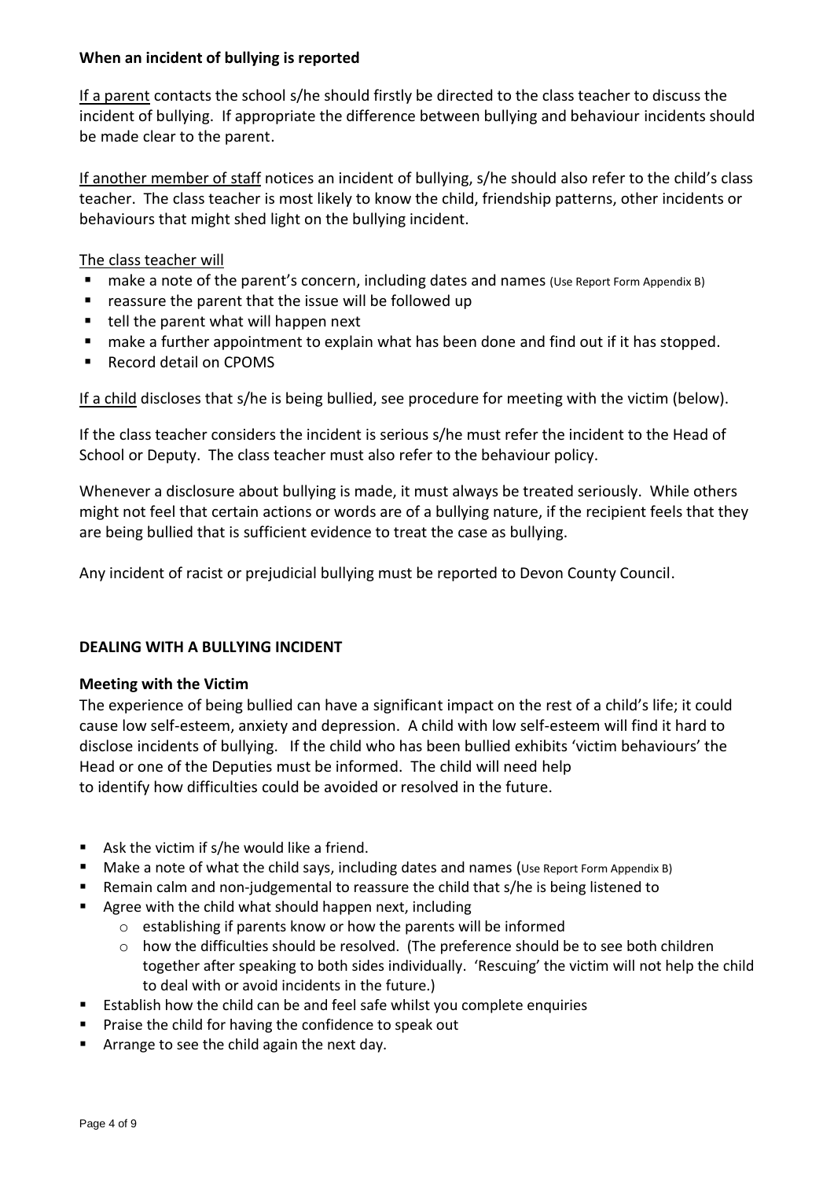**When an incident of bullying is reported**

If a parent contacts the school s/he should firstly be directed to the class teacher to discuss the incident of bullying. If appropriate the difference between bullying and behaviour incidents should be made clear to the parent.

If another member of staff notices an incident of bullying, s/he should also refer to the child's class teacher. The class teacher is most likely to know the child, friendship patterns, other incidents or behaviours that might shed light on the bullying incident.

The class teacher will

- make a note of the parent's concern, including dates and names (Use Report Form Appendix B)
- reassure the parent that the issue will be followed up
- tell the parent what will happen next
- make a further appointment to explain what has been done and find out if it has stopped.
- Record detail on CPOMS

If a child discloses that s/he is being bullied, see procedure for meeting with the victim (below).

If the class teacher considers the incident is serious s/he must refer the incident to the Head of School or Deputy. The class teacher must also refer to the behaviour policy.

Whenever a disclosure about bullying is made, it must always be treated seriously. While others might not feel that certain actions or words are of a bullying nature, if the recipient feels that they are being bullied that is sufficient evidence to treat the case as bullying.

Any incident of racist or prejudicial bullying must be reported to Devon County Council.

## DEALING WITH A BULLYING INCIDENT

**Meeting with the Victim**

The experience of being bullied can have a significant impact on the rest of a child's life; it could cause low self-esteem, anxiety and depression. A child with low self-esteem will find it hard to disclose incidents of bullying. If the child who has been bullied exhibits 'victim behaviours' the Head or one of the Deputies must be informed. The child will need help to identify how difficulties could be avoided or resolved in the future.

- Ask the victim if s/he would like a friend.
- Make a note of what the child says, including dates and names (Use Report Form Appendix B)
- Remain calm and non-judgemental to reassure the child that s/he is being listened to
- Agree with the child what should happen next, including
  - establishing if parents know or how the parents will be informed
  - how the difficulties should be resolved. (The preference should be to see both children together after speaking to both sides individually. 'Rescuing' the victim will not help the child to deal with or avoid incidents in the future.)
- Establish how the child can be and feel safe whilst you complete enquiries
- Praise the child for having the confidence to speak out
- Arrange to see the child again the next day.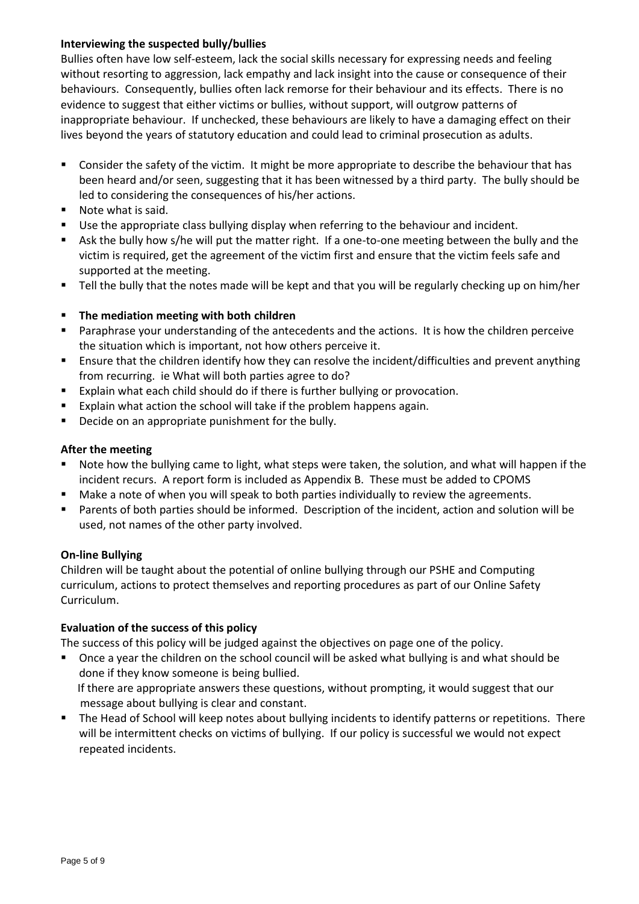**Interviewing the suspected bully/bullies**

Bullies often have low self-esteem, lack the social skills necessary for expressing needs and feeling without resorting to aggression, lack empathy and lack insight into the cause or consequence of their behaviours. Consequently, bullies often lack remorse for their behaviour and its effects. There is no evidence to suggest that either victims or bullies, without support, will outgrow patterns of inappropriate behaviour. If unchecked, these behaviours are likely to have a damaging effect on their lives beyond the years of statutory education and could lead to criminal prosecution as adults.

- Consider the safety of the victim. It might be more appropriate to describe the behaviour that has been heard and/or seen, suggesting that it has been witnessed by a third party. The bully should be led to considering the consequences of his/her actions.
- Note what is said.
- Use the appropriate class bullying display when referring to the behaviour and incident.
- Ask the bully how s/he will put the matter right. If a one-to-one meeting between the bully and the victim is required, get the agreement of the victim first and ensure that the victim feels safe and supported at the meeting.
- Tell the bully that the notes made will be kept and that you will be regularly checking up on him/her

- **The mediation meeting with both children**
- Paraphrase your understanding of the antecedents and the actions. It is how the children perceive the situation which is important, not how others perceive it.
- Ensure that the children identify how they can resolve the incident/difficulties and prevent anything from recurring. ie What will both parties agree to do?
- Explain what each child should do if there is further bullying or provocation.
- Explain what action the school will take if the problem happens again.
- Decide on an appropriate punishment for the bully.

**After the meeting**

- Note how the bullying came to light, what steps were taken, the solution, and what will happen if the incident recurs. A report form is included as Appendix B. These must be added to CPOMS
- Make a note of when you will speak to both parties individually to review the agreements.
- Parents of both parties should be informed. Description of the incident, action and solution will be used, not names of the other party involved.

**On-line Bullying**

Children will be taught about the potential of online bullying through our PSHE and Computing curriculum, actions to protect themselves and reporting procedures as part of our Online Safety Curriculum.

**Evaluation of the success of this policy**

The success of this policy will be judged against the objectives on page one of the policy.

- Once a year the children on the school council will be asked what bullying is and what should be done if they know someone is being bullied.
  If there are appropriate answers these questions, without prompting, it would suggest that our message about bullying is clear and constant.
- The Head of School will keep notes about bullying incidents to identify patterns or repetitions. There will be intermittent checks on victims of bullying. If our policy is successful we would not expect repeated incidents.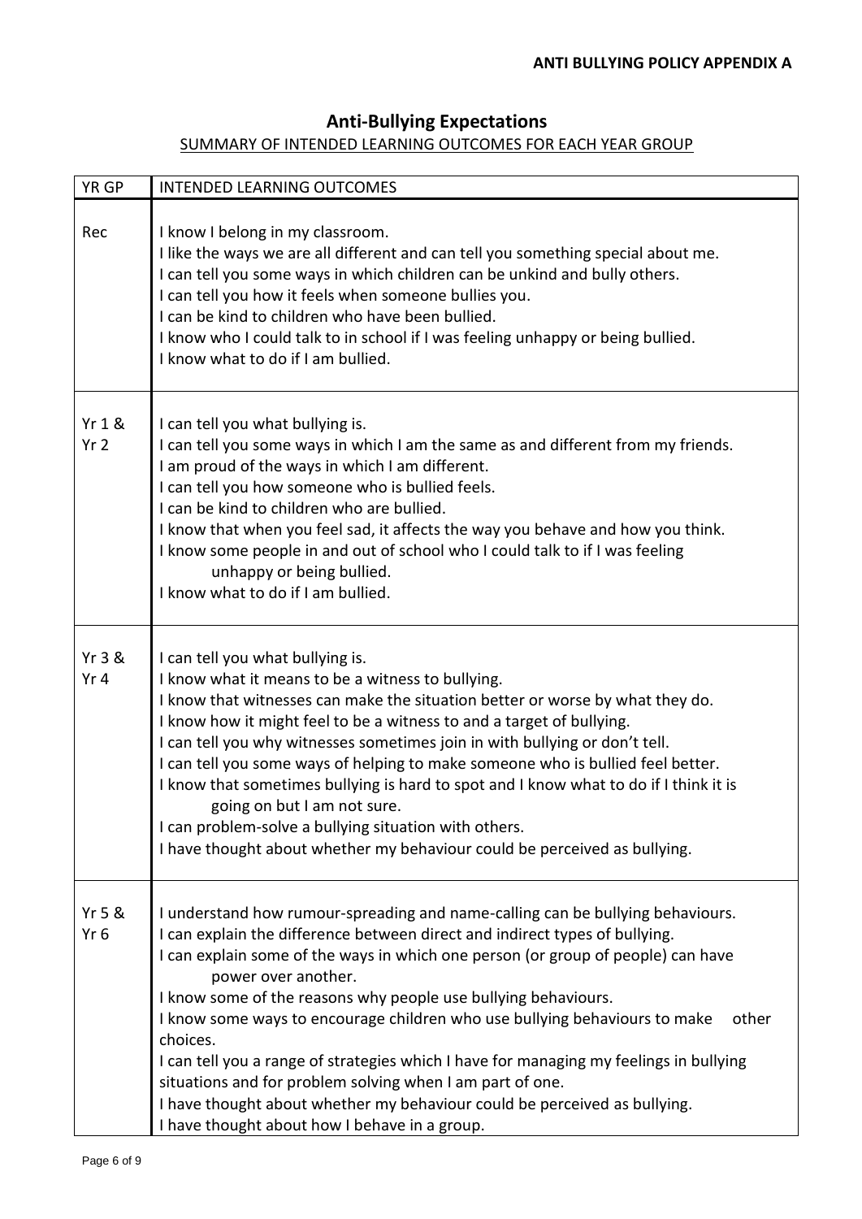**ANTI BULLYING POLICY APPENDIX A**

# Anti-Bullying Expectations

## SUMMARY OF INTENDED LEARNING OUTCOMES FOR EACH YEAR GROUP

| YR GP | INTENDED LEARNING OUTCOMES |
|---|---|
| Rec | I know I belong in my classroom.<br>I like the ways we are all different and can tell you something special about me.<br>I can tell you some ways in which children can be unkind and bully others.<br>I can tell you how it feels when someone bullies you.<br>I can be kind to children who have been bullied.<br>I know who I could talk to in school if I was feeling unhappy or being bullied.<br>I know what to do if I am bullied. |
| Yr 1 & Yr 2 | I can tell you what bullying is.<br>I can tell you some ways in which I am the same as and different from my friends.<br>I am proud of the ways in which I am different.<br>I can tell you how someone who is bullied feels.<br>I can be kind to children who are bullied.<br>I know that when you feel sad, it affects the way you behave and how you think.<br>I know some people in and out of school who I could talk to if I was feeling unhappy or being bullied.<br>I know what to do if I am bullied. |
| Yr 3 & Yr 4 | I can tell you what bullying is.<br>I know what it means to be a witness to bullying.<br>I know that witnesses can make the situation better or worse by what they do.<br>I know how it might feel to be a witness to and a target of bullying.<br>I can tell you why witnesses sometimes join in with bullying or don't tell.<br>I can tell you some ways of helping to make someone who is bullied feel better.<br>I know that sometimes bullying is hard to spot and I know what to do if I think it is going on but I am not sure.<br>I can problem-solve a bullying situation with others.<br>I have thought about whether my behaviour could be perceived as bullying. |
| Yr 5 & Yr 6 | I understand how rumour-spreading and name-calling can be bullying behaviours.<br>I can explain the difference between direct and indirect types of bullying.<br>I can explain some of the ways in which one person (or group of people) can have power over another.<br>I know some of the reasons why people use bullying behaviours.<br>I know some ways to encourage children who use bullying behaviours to make other choices.<br>I can tell you a range of strategies which I have for managing my feelings in bullying situations and for problem solving when I am part of one.<br>I have thought about whether my behaviour could be perceived as bullying.<br>I have thought about how I behave in a group. |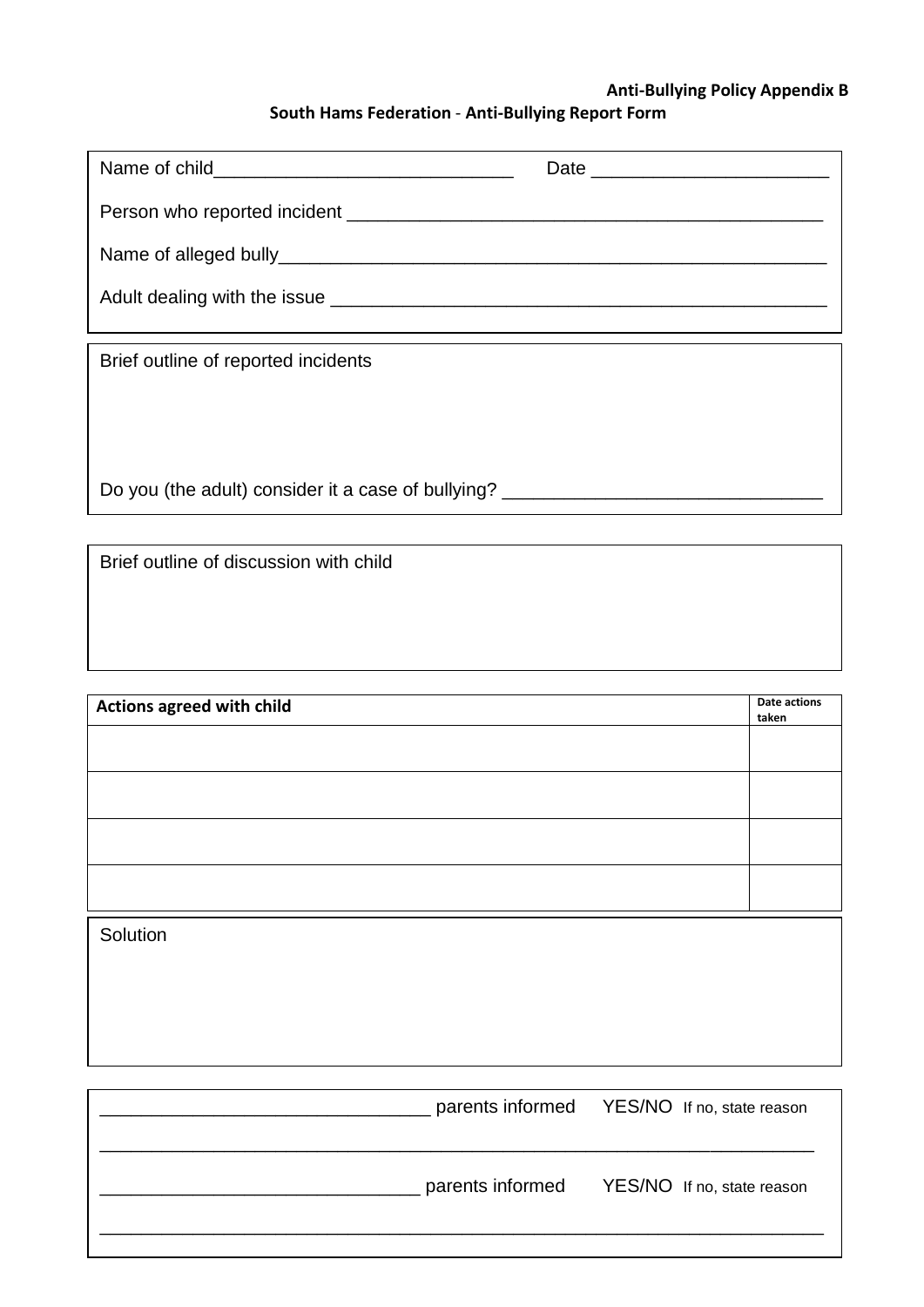**Anti-Bullying Policy Appendix B**

**South Hams Federation - Anti-Bullying Report Form**

Name of child_____________________________ Date _______________________

Person who reported incident _______________________________________________

Name of alleged bully_____________________________________________________

Adult dealing with the issue _______________________________________________

Brief outline of reported incidents

Do you (the adult) consider it a case of bullying? ______________________________

Brief outline of discussion with child

| **Actions agreed with child** | **Date actions taken** |
|---|---|
| | |
| | |
| | |
| | |

Solution

_______________________________ parents informed YES/NO If no, state reason

____________________________________________________________________

_______________________________ parents informed YES/NO If no, state reason

____________________________________________________________________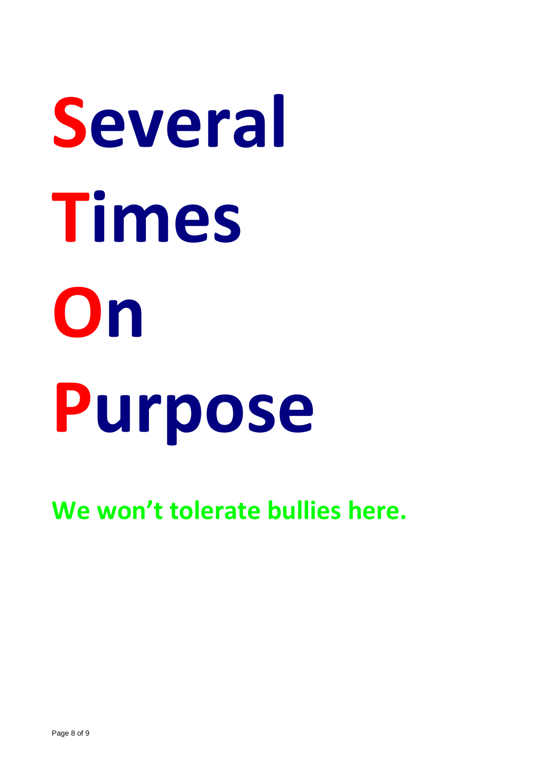# **S**everal

# **T**imes

# **O**n

# **P**urpose

**We won't tolerate bullies here.**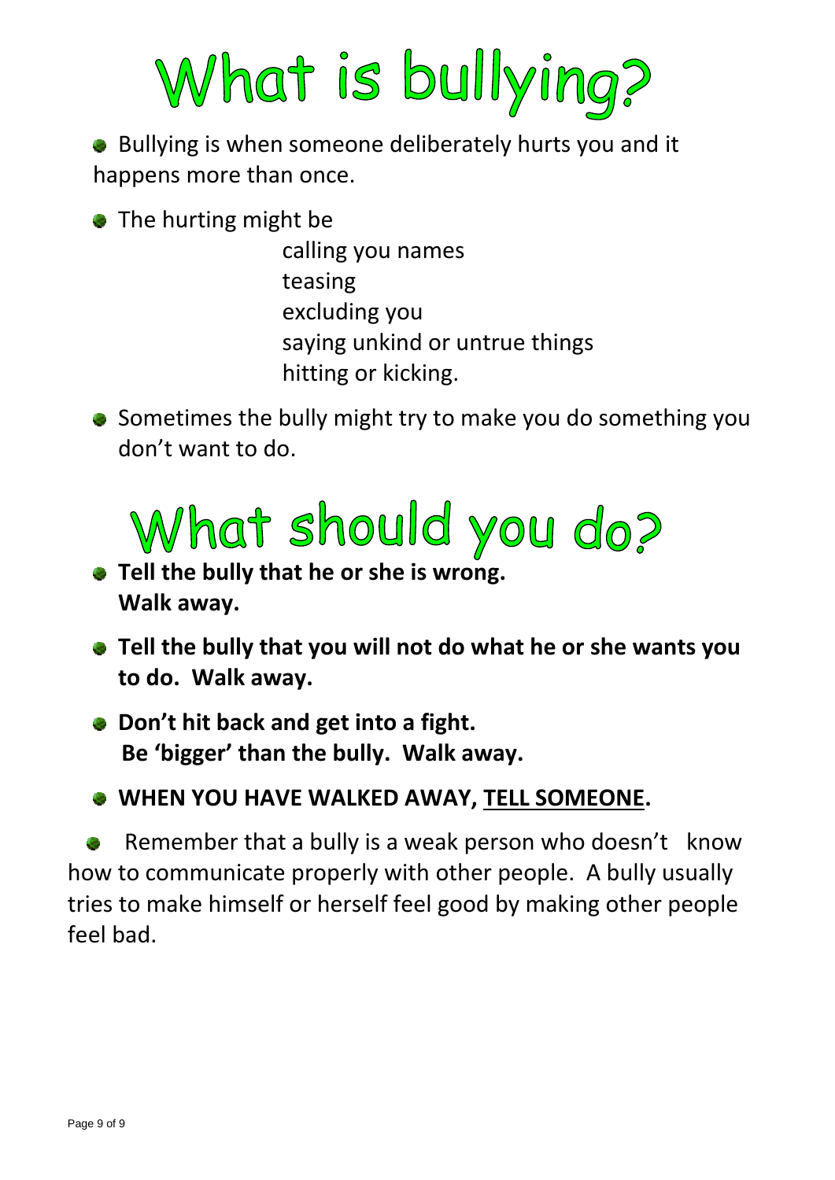# What is bullying?

- Bullying is when someone deliberately hurts you and it happens more than once.

- The hurting might be
  - calling you names
  - teasing
  - excluding you
  - saying unkind or untrue things
  - hitting or kicking.

- Sometimes the bully might try to make you do something you don't want to do.

# What should you do?

- **Tell the bully that he or she is wrong. Walk away.**

- **Tell the bully that you will not do what he or she wants you to do. Walk away.**

- **Don't hit back and get into a fight. Be 'bigger' than the bully. Walk away.**

- **WHEN YOU HAVE WALKED AWAY, <u>TELL SOMEONE</u>.**

- Remember that a bully is a weak person who doesn't know how to communicate properly with other people. A bully usually tries to make himself or herself feel good by making other people feel bad.